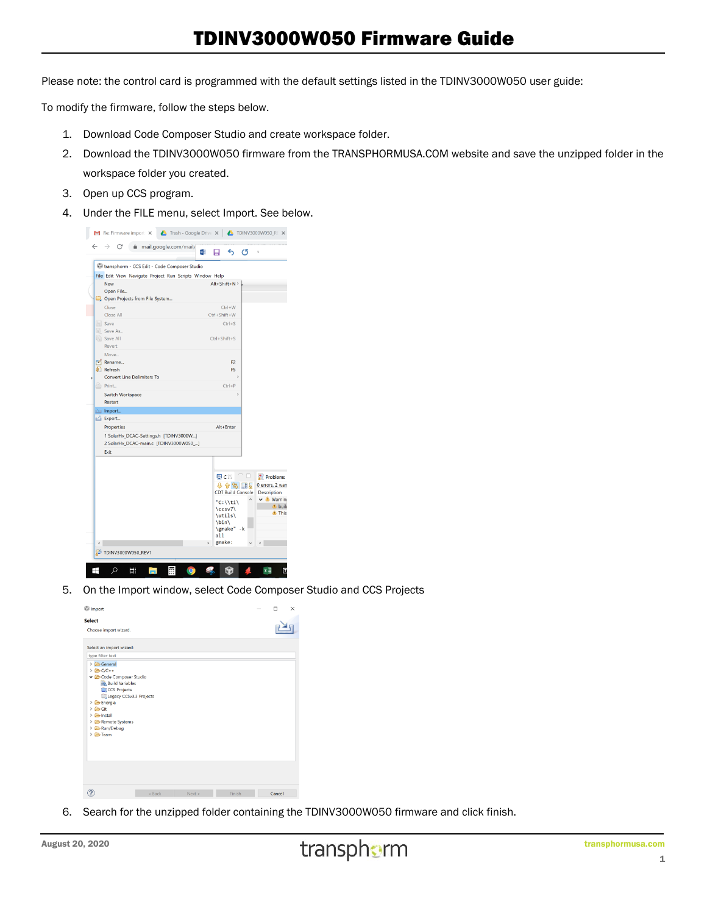# TDINV3000W050 Firmware Guide

Please note: the control card is programmed with the default settings listed in the TDINV3000W050 user guide:

To modify the firmware, follow the steps below.

1. Download Code Composer Studio and create workspace folder.
2. Download the TDINV3000W050 firmware from the TRANSPHORMUSA.COM website and save the unzipped folder in the workspace folder you created.
3. Open up CCS program.
4. Under the FILE menu, select Import. See below.
5. On the Import window, select Code Composer Studio and CCS Projects
6. Search for the unzipped folder containing the TDINV3000W050 firmware and click finish.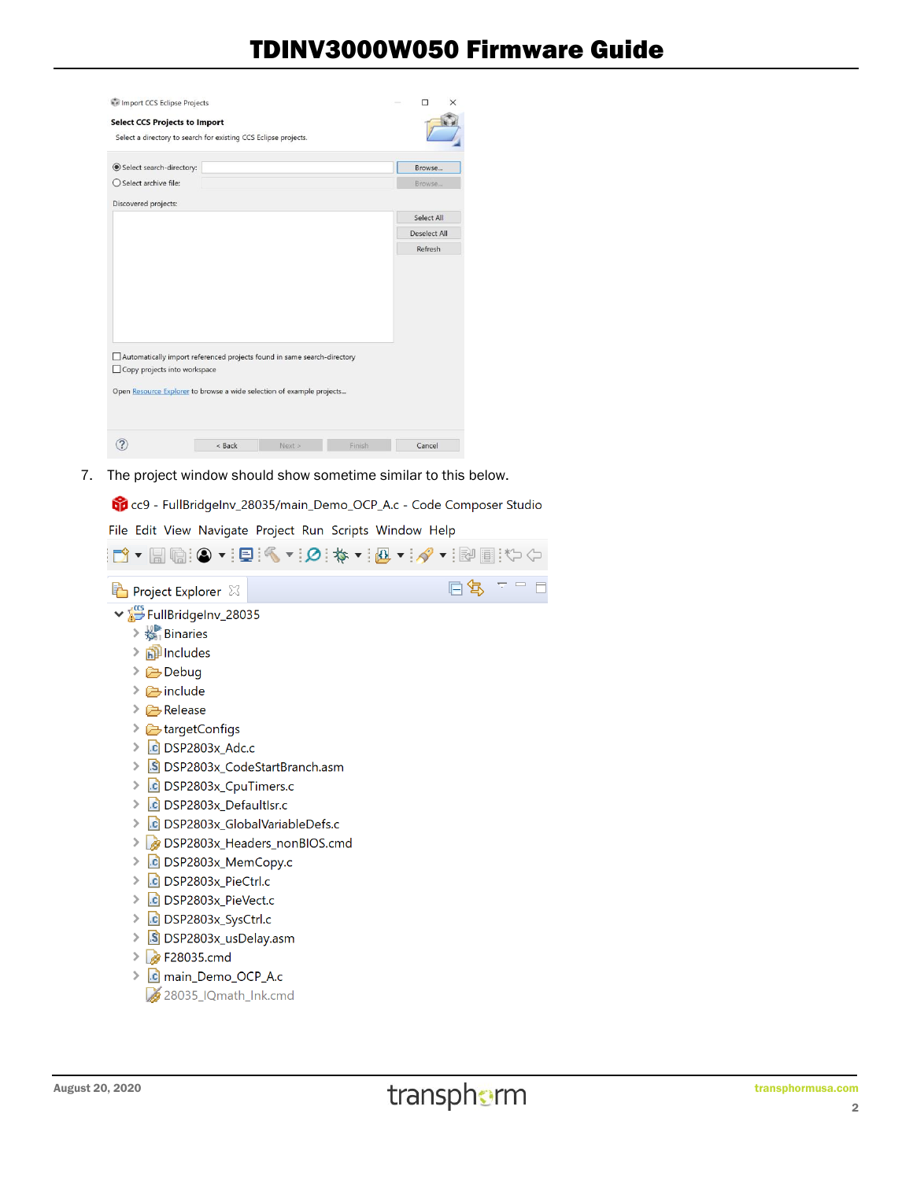7. The project window should show sometime similar to this below.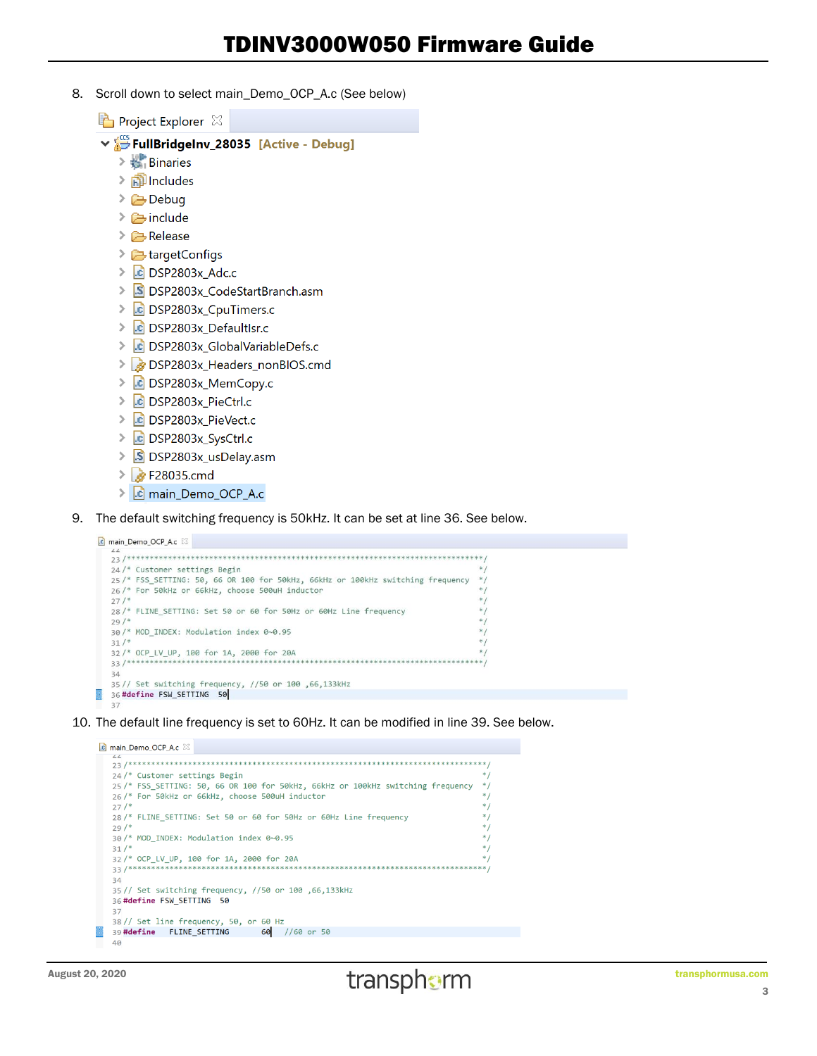8. Scroll down to select main_Demo_OCP_A.c (See below)

```
Project Explorer
FullBridgeInv_28035 [Active - Debug]
  > Binaries
  > Includes
  > Debug
  > include
  > Release
  > targetConfigs
  > DSP2803x_Adc.c
  > DSP2803x_CodeStartBranch.asm
  > DSP2803x_CpuTimers.c
  > DSP2803x_DefaultIsr.c
  > DSP2803x_GlobalVariableDefs.c
  > DSP2803x_Headers_nonBIOS.cmd
  > DSP2803x_MemCopy.c
  > DSP2803x_PieCtrl.c
  > DSP2803x_PieVect.c
  > DSP2803x_SysCtrl.c
  > DSP2803x_usDelay.asm
  > F28035.cmd
  > main_Demo_OCP_A.c
```

9. The default switching frequency is 50kHz. It can be set at line 36. See below.

```
main_Demo_OCP_A.c
23 /*******************************************************************************/
24 /* Customer settings Begin                                                     */
25 /* FSS_SETTING: 50, 66 OR 100 for 50kHz, 66kHz or 100kHz switching frequency  */
26 /* For 50kHz or 66kHz, choose 500uH inductor                                   */
27 /*                                                                             */
28 /* FLINE_SETTING: Set 50 or 60 for 50Hz or 60Hz Line frequency                 */
29 /*                                                                             */
30 /* MOD_INDEX: Modulation index 0~0.95                                          */
31 /*                                                                             */
32 /* OCP_LV_UP, 100 for 1A, 2000 for 20A                                         */
33 /*******************************************************************************/
34
35 // Set switching frequency, //50 or 100 ,66,133kHz
36 #define FSW_SETTING  50
37
```

10. The default line frequency is set to 60Hz. It can be modified in line 39. See below.

```
main_Demo_OCP_A.c
23 /*******************************************************************************/
24 /* Customer settings Begin                                                     */
25 /* FSS_SETTING: 50, 66 OR 100 for 50kHz, 66kHz or 100kHz switching frequency  */
26 /* For 50kHz or 66kHz, choose 500uH inductor                                   */
27 /*                                                                             */
28 /* FLINE_SETTING: Set 50 or 60 for 50Hz or 60Hz Line frequency                 */
29 /*                                                                             */
30 /* MOD_INDEX: Modulation index 0~0.95                                          */
31 /*                                                                             */
32 /* OCP_LV_UP, 100 for 1A, 2000 for 20A                                         */
33 /*******************************************************************************/
34
35 // Set switching frequency, //50 or 100 ,66,133kHz
36 #define FSW_SETTING  50
37
38 // Set line frequency, 50, or 60 Hz
39 #define    FLINE_SETTING      60   //60 or 50
40
```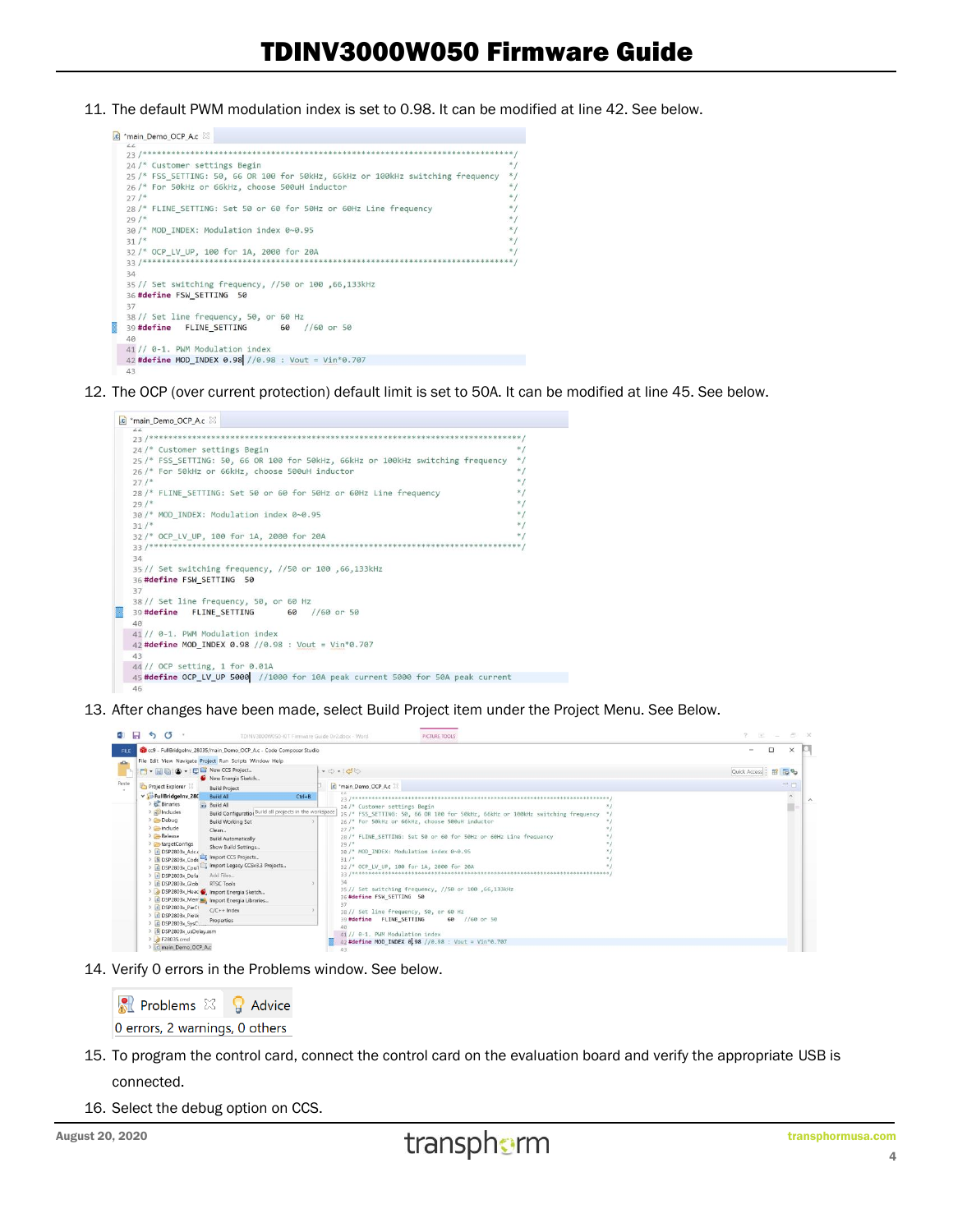11. The default PWM modulation index is set to 0.98. It can be modified at line 42. See below.

```
23 /****************************************************************************/
24 /* Customer settings Begin                                                  */
25 /* FSS_SETTING: 50, 66 OR 100 for 50kHz, 66kHz or 100kHz switching frequency */
26 /* For 50kHz or 66kHz, choose 500uH inductor                                */
27 /*                                                                          */
28 /* FLINE_SETTING: Set 50 or 60 for 50Hz or 60Hz Line frequency              */
29 /*                                                                          */
30 /* MOD_INDEX: Modulation index 0~0.95                                       */
31 /*                                                                          */
32 /* OCP_LV_UP, 100 for 1A, 2000 for 20A                                      */
33 /****************************************************************************/
34
35 // Set switching frequency, //50 or 100 ,66,133kHz
36 #define FSW_SETTING   50
37
38 // Set line frequency, 50, or 60 Hz
39 #define   FLINE_SETTING      60    //60 or 50
40
41 // 0-1. PWM Modulation index
42 #define MOD_INDEX 0.98 //0.98 : Vout = Vin*0.707
43
```

12. The OCP (over current protection) default limit is set to 50A. It can be modified at line 45. See below.

```
23 /****************************************************************************/
24 /* Customer settings Begin                                                  */
25 /* FSS_SETTING: 50, 66 OR 100 for 50kHz, 66kHz or 100kHz switching frequency */
26 /* For 50kHz or 66kHz, choose 500uH inductor                                */
27 /*                                                                          */
28 /* FLINE_SETTING: Set 50 or 60 for 50Hz or 60Hz Line frequency              */
29 /*                                                                          */
30 /* MOD_INDEX: Modulation index 0~0.95                                       */
31 /*                                                                          */
32 /* OCP_LV_UP, 100 for 1A, 2000 for 20A                                      */
33 /****************************************************************************/
34
35 // Set switching frequency, //50 or 100 ,66,133kHz
36 #define FSW_SETTING   50
37
38 // Set line frequency, 50, or 60 Hz
39 #define   FLINE_SETTING      60    //60 or 50
40
41 // 0-1. PWM Modulation index
42 #define MOD_INDEX 0.98 //0.98 : Vout = Vin*0.707
43
44 // OCP setting, 1 for 0.01A
45 #define OCP_LV_UP 5000   //1000 for 10A peak current 5000 for 50A peak current
46
```

13. After changes have been made, select Build Project item under the Project Menu. See Below.

14. Verify 0 errors in the Problems window. See below.

Problems | Advice
0 errors, 2 warnings, 0 others

15. To program the control card, connect the control card on the evaluation board and verify the appropriate USB is connected.

16. Select the debug option on CCS.